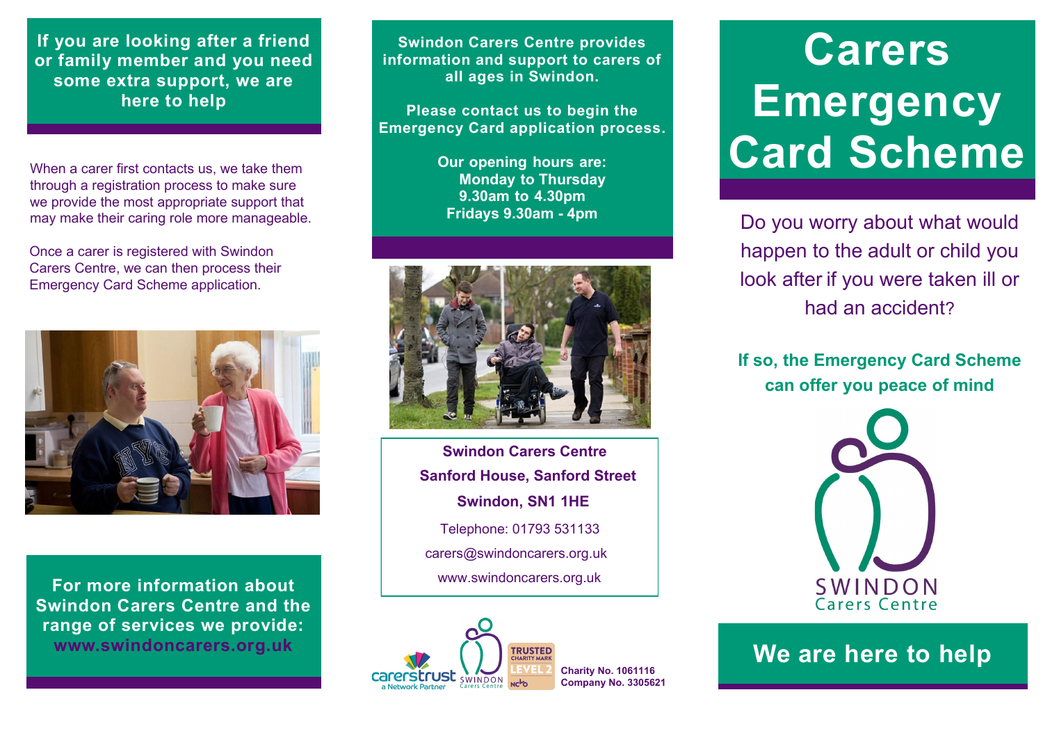If you are looking after a friend or family member and you need some extra support, we are here to help

When a carer first contacts us, we take them through a registration process to make sure we provide the most appropriate support that may make their caring role more manageable.

Once a carer is registered with Swindon Carers Centre, we can then process their Emergency Card Scheme application.

**For more information about Swindon Carers Centre and the range of services we provide: www.swindoncarers.org.uk**

**Swindon Carers Centre provides information and support to carers of all ages in Swindon.**

**Please contact us to begin the Emergency Card application process.**

**Our opening hours are:**
**Monday to Thursday**
**9.30am to 4.30pm**
**Fridays 9.30am - 4pm**

**Swindon Carers Centre**
**Sanford House, Sanford Street**
**Swindon, SN1 1HE**

Telephone: 01793 531133

carers@swindoncarers.org.uk

www.swindoncarers.org.uk

carerstrust a Network Partner — SWINDON Carers Centre — TRUSTED CHARITY MARK LEVEL 2 NCVO

**Charity No. 1061116**
**Company No. 3305621**

# Carers Emergency Card Scheme

Do you worry about what would happen to the adult or child you look after if you were taken ill or had an accident?

**If so, the Emergency Card Scheme can offer you peace of mind**

SWINDON Carers Centre

## We are here to help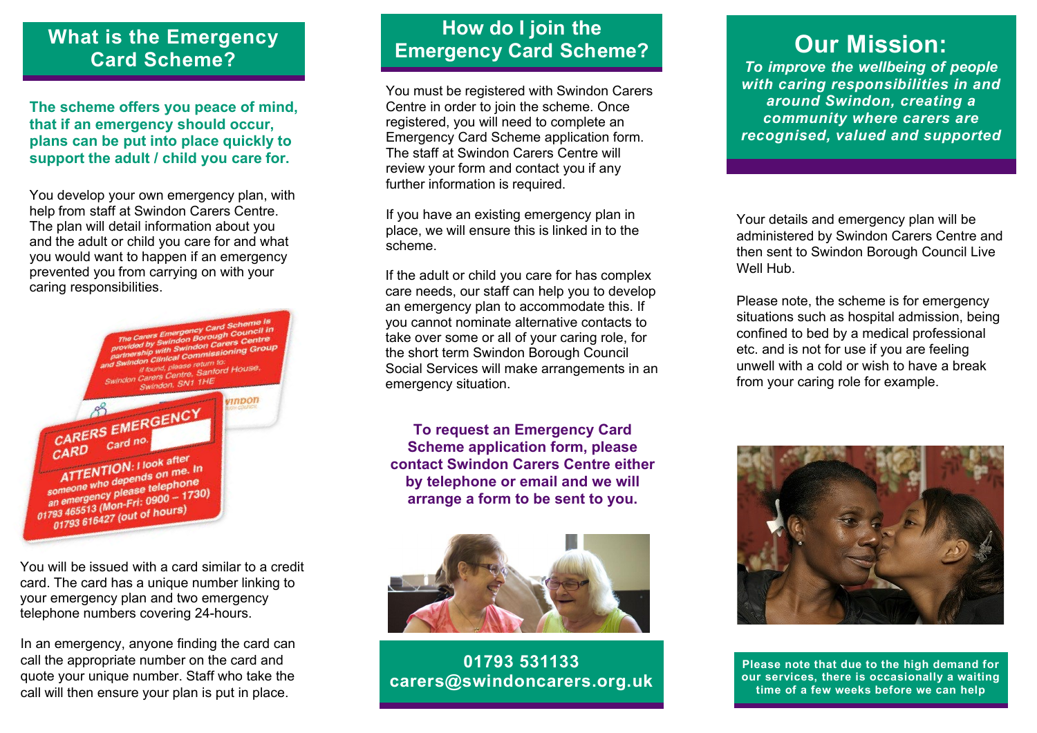## What is the Emergency Card Scheme?

**The scheme offers you peace of mind, that if an emergency should occur, plans can be put into place quickly to support the adult / child you care for.**

You develop your own emergency plan, with help from staff at Swindon Carers Centre. The plan will detail information about you and the adult or child you care for and what you would want to happen if an emergency prevented you from carrying on with your caring responsibilities.

You will be issued with a card similar to a credit card. The card has a unique number linking to your emergency plan and two emergency telephone numbers covering 24-hours.

In an emergency, anyone finding the card can call the appropriate number on the card and quote your unique number. Staff who take the call will then ensure your plan is put in place.

## How do I join the Emergency Card Scheme?

You must be registered with Swindon Carers Centre in order to join the scheme. Once registered, you will need to complete an Emergency Card Scheme application form. The staff at Swindon Carers Centre will review your form and contact you if any further information is required.

If you have an existing emergency plan in place, we will ensure this is linked in to the scheme.

If the adult or child you care for has complex care needs, our staff can help you to develop an emergency plan to accommodate this. If you cannot nominate alternative contacts to take over some or all of your caring role, for the short term Swindon Borough Council Social Services will make arrangements in an emergency situation.

**To request an Emergency Card Scheme application form, please contact Swindon Carers Centre either by telephone or email and we will arrange a form to be sent to you.**

**01793 531133**
**carers@swindoncarers.org.uk**

## Our Mission:

***To improve the wellbeing of people with caring responsibilities in and around Swindon, creating a community where carers are recognised, valued and supported***

Your details and emergency plan will be administered by Swindon Carers Centre and then sent to Swindon Borough Council Live Well Hub.

Please note, the scheme is for emergency situations such as hospital admission, being confined to bed by a medical professional etc. and is not for use if you are feeling unwell with a cold or wish to have a break from your caring role for example.

**Please note that due to the high demand for our services, there is occasionally a waiting time of a few weeks before we can help**